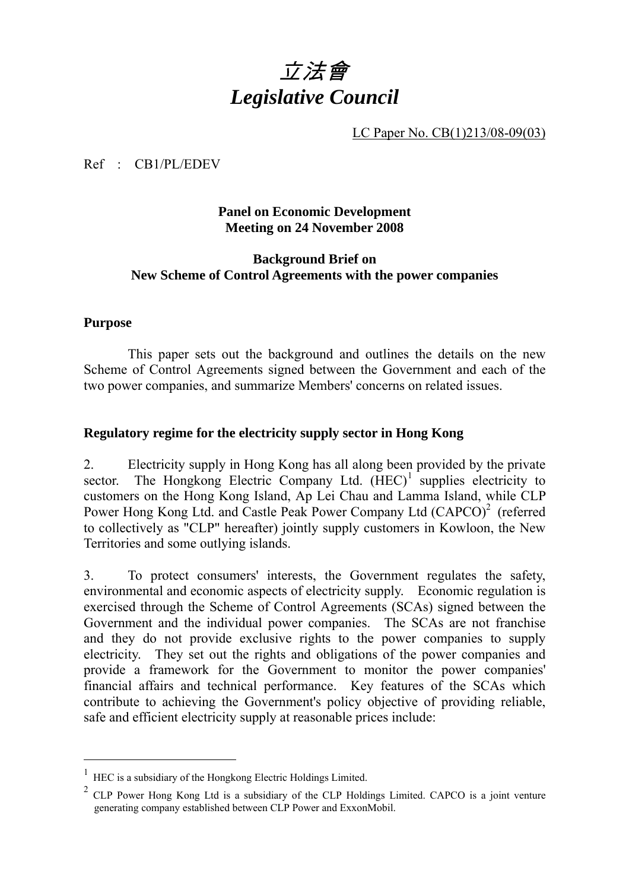# *立法會*
# *Legislative Council*

LC Paper No. CB(1)213/08-09(03)

Ref : CB1/PL/EDEV

**Panel on Economic Development**
**Meeting on 24 November 2008**

**Background Brief on**
**New Scheme of Control Agreements with the power companies**

## Purpose

This paper sets out the background and outlines the details on the new Scheme of Control Agreements signed between the Government and each of the two power companies, and summarize Members' concerns on related issues.

## Regulatory regime for the electricity supply sector in Hong Kong

2. Electricity supply in Hong Kong has all along been provided by the private sector. The Hongkong Electric Company Ltd. (HEC)[1] supplies electricity to customers on the Hong Kong Island, Ap Lei Chau and Lamma Island, while CLP Power Hong Kong Ltd. and Castle Peak Power Company Ltd (CAPCO)[2] (referred to collectively as "CLP" hereafter) jointly supply customers in Kowloon, the New Territories and some outlying islands.

3. To protect consumers' interests, the Government regulates the safety, environmental and economic aspects of electricity supply. Economic regulation is exercised through the Scheme of Control Agreements (SCAs) signed between the Government and the individual power companies. The SCAs are not franchise and they do not provide exclusive rights to the power companies to supply electricity. They set out the rights and obligations of the power companies and provide a framework for the Government to monitor the power companies' financial affairs and technical performance. Key features of the SCAs which contribute to achieving the Government's policy objective of providing reliable, safe and efficient electricity supply at reasonable prices include:

---

[1] HEC is a subsidiary of the Hongkong Electric Holdings Limited.

[2] CLP Power Hong Kong Ltd is a subsidiary of the CLP Holdings Limited. CAPCO is a joint venture generating company established between CLP Power and ExxonMobil.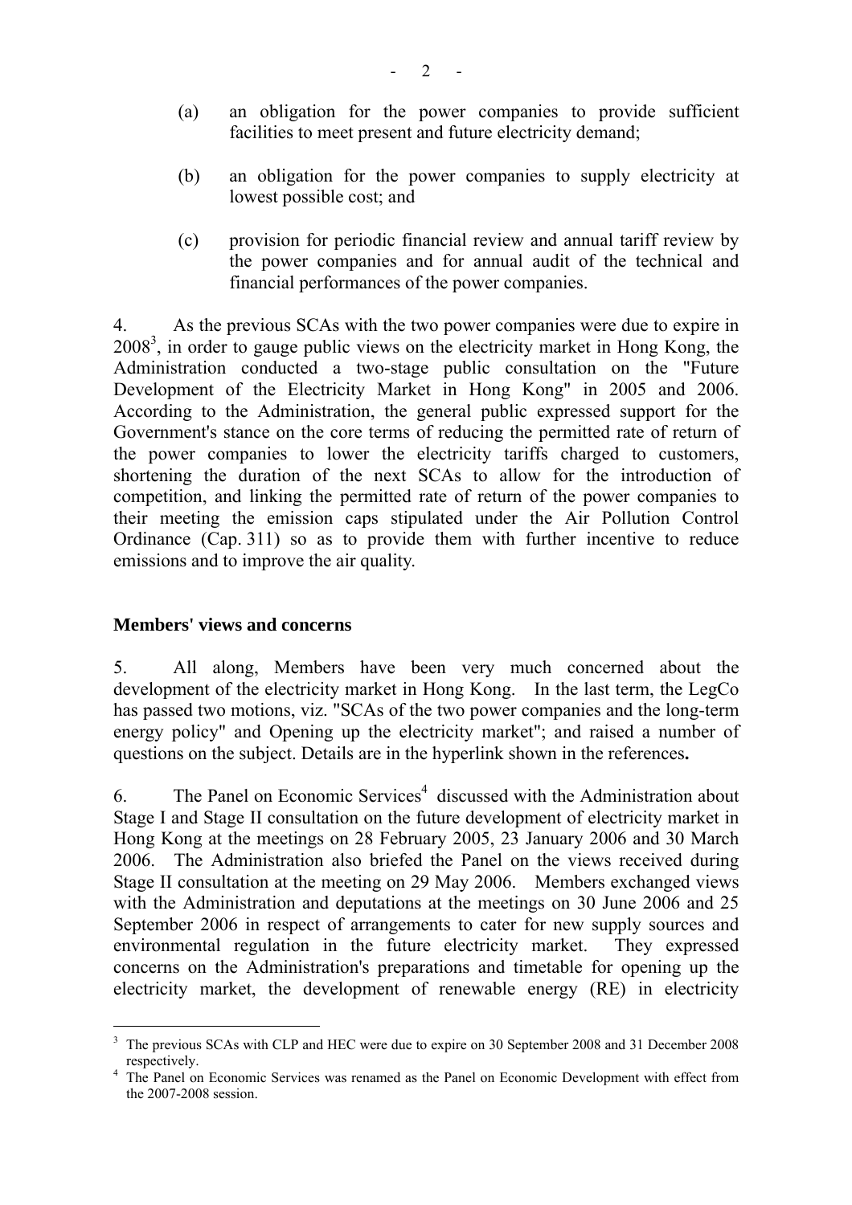(a) an obligation for the power companies to provide sufficient facilities to meet present and future electricity demand;

(b) an obligation for the power companies to supply electricity at lowest possible cost; and

(c) provision for periodic financial review and annual tariff review by the power companies and for annual audit of the technical and financial performances of the power companies.

4. As the previous SCAs with the two power companies were due to expire in 2008[3], in order to gauge public views on the electricity market in Hong Kong, the Administration conducted a two-stage public consultation on the "Future Development of the Electricity Market in Hong Kong" in 2005 and 2006. According to the Administration, the general public expressed support for the Government's stance on the core terms of reducing the permitted rate of return of the power companies to lower the electricity tariffs charged to customers, shortening the duration of the next SCAs to allow for the introduction of competition, and linking the permitted rate of return of the power companies to their meeting the emission caps stipulated under the Air Pollution Control Ordinance (Cap. 311) so as to provide them with further incentive to reduce emissions and to improve the air quality.

**Members' views and concerns**

5. All along, Members have been very much concerned about the development of the electricity market in Hong Kong. In the last term, the LegCo has passed two motions, viz. "SCAs of the two power companies and the long-term energy policy" and Opening up the electricity market"; and raised a number of questions on the subject. Details are in the hyperlink shown in the references**.**

6. The Panel on Economic Services[4] discussed with the Administration about Stage I and Stage II consultation on the future development of electricity market in Hong Kong at the meetings on 28 February 2005, 23 January 2006 and 30 March 2006. The Administration also briefed the Panel on the views received during Stage II consultation at the meeting on 29 May 2006. Members exchanged views with the Administration and deputations at the meetings on 30 June 2006 and 25 September 2006 in respect of arrangements to cater for new supply sources and environmental regulation in the future electricity market. They expressed concerns on the Administration's preparations and timetable for opening up the electricity market, the development of renewable energy (RE) in electricity

---

[3] The previous SCAs with CLP and HEC were due to expire on 30 September 2008 and 31 December 2008 respectively.

[4] The Panel on Economic Services was renamed as the Panel on Economic Development with effect from the 2007-2008 session.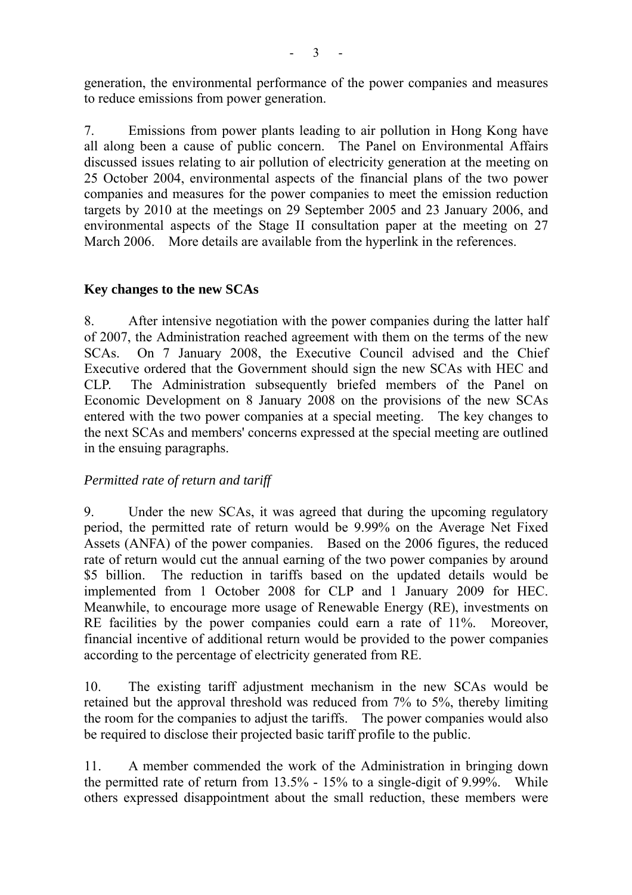generation, the environmental performance of the power companies and measures to reduce emissions from power generation.

7. Emissions from power plants leading to air pollution in Hong Kong have all along been a cause of public concern. The Panel on Environmental Affairs discussed issues relating to air pollution of electricity generation at the meeting on 25 October 2004, environmental aspects of the financial plans of the two power companies and measures for the power companies to meet the emission reduction targets by 2010 at the meetings on 29 September 2005 and 23 January 2006, and environmental aspects of the Stage II consultation paper at the meeting on 27 March 2006. More details are available from the hyperlink in the references.

**Key changes to the new SCAs**

8. After intensive negotiation with the power companies during the latter half of 2007, the Administration reached agreement with them on the terms of the new SCAs. On 7 January 2008, the Executive Council advised and the Chief Executive ordered that the Government should sign the new SCAs with HEC and CLP. The Administration subsequently briefed members of the Panel on Economic Development on 8 January 2008 on the provisions of the new SCAs entered with the two power companies at a special meeting. The key changes to the next SCAs and members' concerns expressed at the special meeting are outlined in the ensuing paragraphs.

*Permitted rate of return and tariff*

9. Under the new SCAs, it was agreed that during the upcoming regulatory period, the permitted rate of return would be 9.99% on the Average Net Fixed Assets (ANFA) of the power companies. Based on the 2006 figures, the reduced rate of return would cut the annual earning of the two power companies by around \$5 billion. The reduction in tariffs based on the updated details would be implemented from 1 October 2008 for CLP and 1 January 2009 for HEC. Meanwhile, to encourage more usage of Renewable Energy (RE), investments on RE facilities by the power companies could earn a rate of 11%. Moreover, financial incentive of additional return would be provided to the power companies according to the percentage of electricity generated from RE.

10. The existing tariff adjustment mechanism in the new SCAs would be retained but the approval threshold was reduced from 7% to 5%, thereby limiting the room for the companies to adjust the tariffs. The power companies would also be required to disclose their projected basic tariff profile to the public.

11. A member commended the work of the Administration in bringing down the permitted rate of return from 13.5% - 15% to a single-digit of 9.99%. While others expressed disappointment about the small reduction, these members were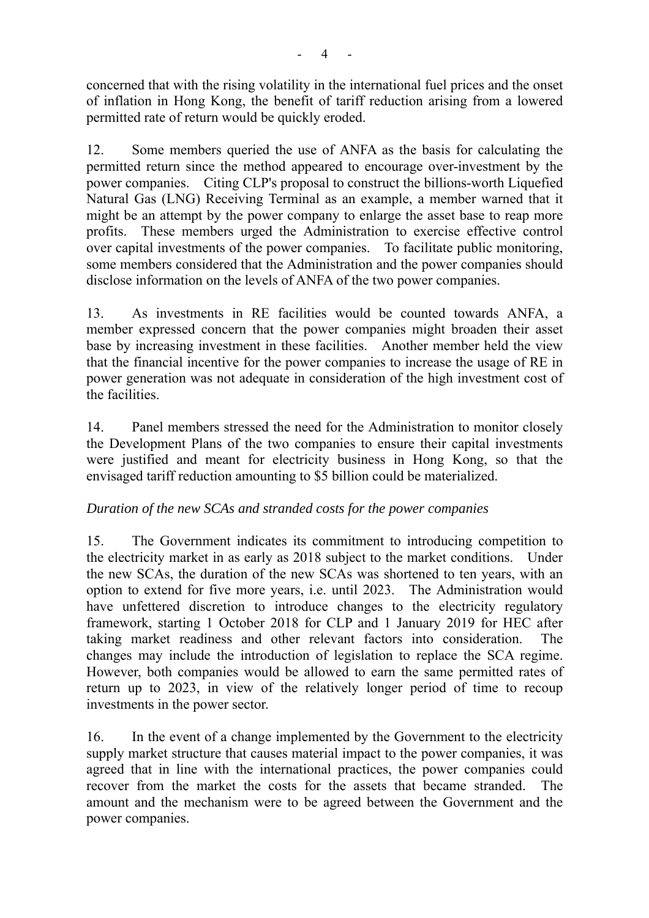concerned that with the rising volatility in the international fuel prices and the onset of inflation in Hong Kong, the benefit of tariff reduction arising from a lowered permitted rate of return would be quickly eroded.

12. Some members queried the use of ANFA as the basis for calculating the permitted return since the method appeared to encourage over-investment by the power companies. Citing CLP's proposal to construct the billions-worth Liquefied Natural Gas (LNG) Receiving Terminal as an example, a member warned that it might be an attempt by the power company to enlarge the asset base to reap more profits. These members urged the Administration to exercise effective control over capital investments of the power companies. To facilitate public monitoring, some members considered that the Administration and the power companies should disclose information on the levels of ANFA of the two power companies.

13. As investments in RE facilities would be counted towards ANFA, a member expressed concern that the power companies might broaden their asset base by increasing investment in these facilities. Another member held the view that the financial incentive for the power companies to increase the usage of RE in power generation was not adequate in consideration of the high investment cost of the facilities.

14. Panel members stressed the need for the Administration to monitor closely the Development Plans of the two companies to ensure their capital investments were justified and meant for electricity business in Hong Kong, so that the envisaged tariff reduction amounting to $5 billion could be materialized.

*Duration of the new SCAs and stranded costs for the power companies*

15. The Government indicates its commitment to introducing competition to the electricity market in as early as 2018 subject to the market conditions. Under the new SCAs, the duration of the new SCAs was shortened to ten years, with an option to extend for five more years, i.e. until 2023. The Administration would have unfettered discretion to introduce changes to the electricity regulatory framework, starting 1 October 2018 for CLP and 1 January 2019 for HEC after taking market readiness and other relevant factors into consideration. The changes may include the introduction of legislation to replace the SCA regime. However, both companies would be allowed to earn the same permitted rates of return up to 2023, in view of the relatively longer period of time to recoup investments in the power sector.

16. In the event of a change implemented by the Government to the electricity supply market structure that causes material impact to the power companies, it was agreed that in line with the international practices, the power companies could recover from the market the costs for the assets that became stranded. The amount and the mechanism were to be agreed between the Government and the power companies.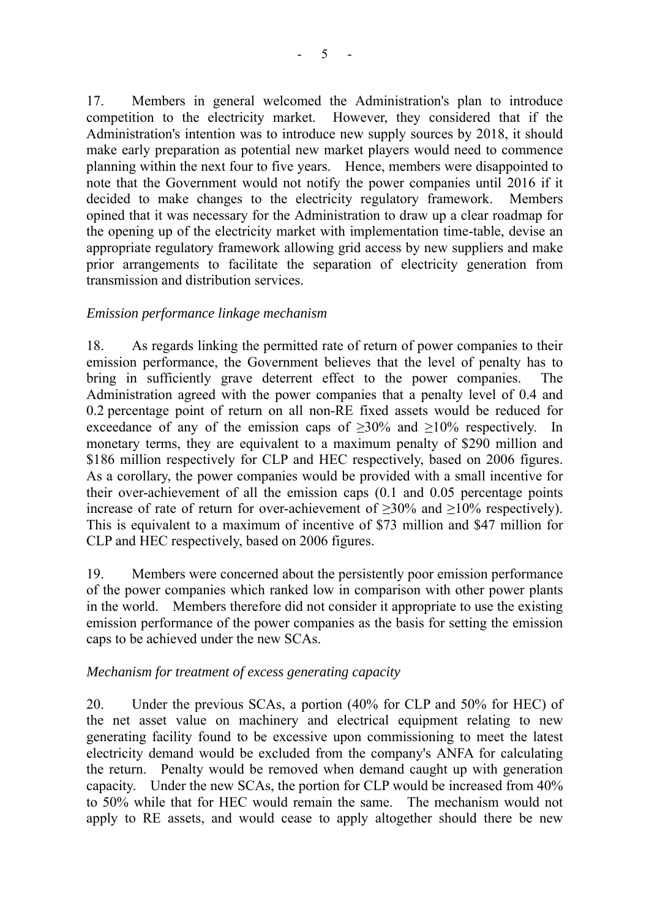17. Members in general welcomed the Administration's plan to introduce competition to the electricity market. However, they considered that if the Administration's intention was to introduce new supply sources by 2018, it should make early preparation as potential new market players would need to commence planning within the next four to five years. Hence, members were disappointed to note that the Government would not notify the power companies until 2016 if it decided to make changes to the electricity regulatory framework. Members opined that it was necessary for the Administration to draw up a clear roadmap for the opening up of the electricity market with implementation time-table, devise an appropriate regulatory framework allowing grid access by new suppliers and make prior arrangements to facilitate the separation of electricity generation from transmission and distribution services.

*Emission performance linkage mechanism*

18. As regards linking the permitted rate of return of power companies to their emission performance, the Government believes that the level of penalty has to bring in sufficiently grave deterrent effect to the power companies. The Administration agreed with the power companies that a penalty level of 0.4 and 0.2 percentage point of return on all non-RE fixed assets would be reduced for exceedance of any of the emission caps of ≥30% and ≥10% respectively. In monetary terms, they are equivalent to a maximum penalty of $290 million and $186 million respectively for CLP and HEC respectively, based on 2006 figures. As a corollary, the power companies would be provided with a small incentive for their over-achievement of all the emission caps (0.1 and 0.05 percentage points increase of rate of return for over-achievement of ≥30% and ≥10% respectively). This is equivalent to a maximum of incentive of $73 million and $47 million for CLP and HEC respectively, based on 2006 figures.

19. Members were concerned about the persistently poor emission performance of the power companies which ranked low in comparison with other power plants in the world. Members therefore did not consider it appropriate to use the existing emission performance of the power companies as the basis for setting the emission caps to be achieved under the new SCAs.

*Mechanism for treatment of excess generating capacity*

20. Under the previous SCAs, a portion (40% for CLP and 50% for HEC) of the net asset value on machinery and electrical equipment relating to new generating facility found to be excessive upon commissioning to meet the latest electricity demand would be excluded from the company's ANFA for calculating the return. Penalty would be removed when demand caught up with generation capacity. Under the new SCAs, the portion for CLP would be increased from 40% to 50% while that for HEC would remain the same. The mechanism would not apply to RE assets, and would cease to apply altogether should there be new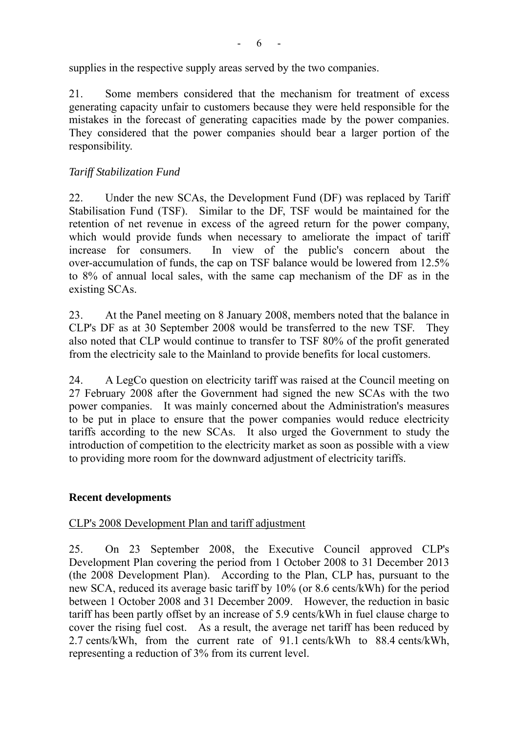supplies in the respective supply areas served by the two companies.

21. Some members considered that the mechanism for treatment of excess generating capacity unfair to customers because they were held responsible for the mistakes in the forecast of generating capacities made by the power companies. They considered that the power companies should bear a larger portion of the responsibility.

*Tariff Stabilization Fund*

22. Under the new SCAs, the Development Fund (DF) was replaced by Tariff Stabilisation Fund (TSF). Similar to the DF, TSF would be maintained for the retention of net revenue in excess of the agreed return for the power company, which would provide funds when necessary to ameliorate the impact of tariff increase for consumers. In view of the public's concern about the over-accumulation of funds, the cap on TSF balance would be lowered from 12.5% to 8% of annual local sales, with the same cap mechanism of the DF as in the existing SCAs.

23. At the Panel meeting on 8 January 2008, members noted that the balance in CLP's DF as at 30 September 2008 would be transferred to the new TSF. They also noted that CLP would continue to transfer to TSF 80% of the profit generated from the electricity sale to the Mainland to provide benefits for local customers.

24. A LegCo question on electricity tariff was raised at the Council meeting on 27 February 2008 after the Government had signed the new SCAs with the two power companies. It was mainly concerned about the Administration's measures to be put in place to ensure that the power companies would reduce electricity tariffs according to the new SCAs. It also urged the Government to study the introduction of competition to the electricity market as soon as possible with a view to providing more room for the downward adjustment of electricity tariffs.

## Recent developments

CLP's 2008 Development Plan and tariff adjustment

25. On 23 September 2008, the Executive Council approved CLP's Development Plan covering the period from 1 October 2008 to 31 December 2013 (the 2008 Development Plan). According to the Plan, CLP has, pursuant to the new SCA, reduced its average basic tariff by 10% (or 8.6 cents/kWh) for the period between 1 October 2008 and 31 December 2009. However, the reduction in basic tariff has been partly offset by an increase of 5.9 cents/kWh in fuel clause charge to cover the rising fuel cost. As a result, the average net tariff has been reduced by 2.7 cents/kWh, from the current rate of 91.1 cents/kWh to 88.4 cents/kWh, representing a reduction of 3% from its current level.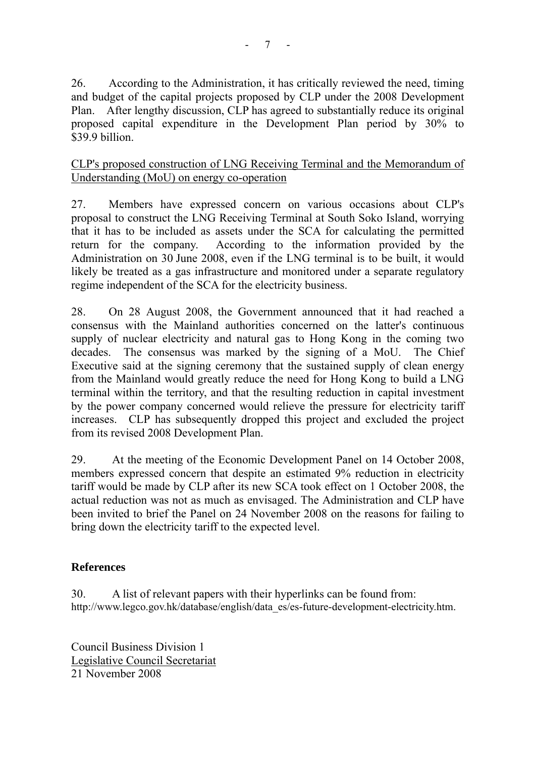26. According to the Administration, it has critically reviewed the need, timing and budget of the capital projects proposed by CLP under the 2008 Development Plan. After lengthy discussion, CLP has agreed to substantially reduce its original proposed capital expenditure in the Development Plan period by 30% to $39.9 billion.

CLP's proposed construction of LNG Receiving Terminal and the Memorandum of Understanding (MoU) on energy co-operation

27. Members have expressed concern on various occasions about CLP's proposal to construct the LNG Receiving Terminal at South Soko Island, worrying that it has to be included as assets under the SCA for calculating the permitted return for the company. According to the information provided by the Administration on 30 June 2008, even if the LNG terminal is to be built, it would likely be treated as a gas infrastructure and monitored under a separate regulatory regime independent of the SCA for the electricity business.

28. On 28 August 2008, the Government announced that it had reached a consensus with the Mainland authorities concerned on the latter's continuous supply of nuclear electricity and natural gas to Hong Kong in the coming two decades. The consensus was marked by the signing of a MoU. The Chief Executive said at the signing ceremony that the sustained supply of clean energy from the Mainland would greatly reduce the need for Hong Kong to build a LNG terminal within the territory, and that the resulting reduction in capital investment by the power company concerned would relieve the pressure for electricity tariff increases. CLP has subsequently dropped this project and excluded the project from its revised 2008 Development Plan.

29. At the meeting of the Economic Development Panel on 14 October 2008, members expressed concern that despite an estimated 9% reduction in electricity tariff would be made by CLP after its new SCA took effect on 1 October 2008, the actual reduction was not as much as envisaged. The Administration and CLP have been invited to brief the Panel on 24 November 2008 on the reasons for failing to bring down the electricity tariff to the expected level.

**References**

30. A list of relevant papers with their hyperlinks can be found from: http://www.legco.gov.hk/database/english/data_es/es-future-development-electricity.htm.

Council Business Division 1
Legislative Council Secretariat
21 November 2008